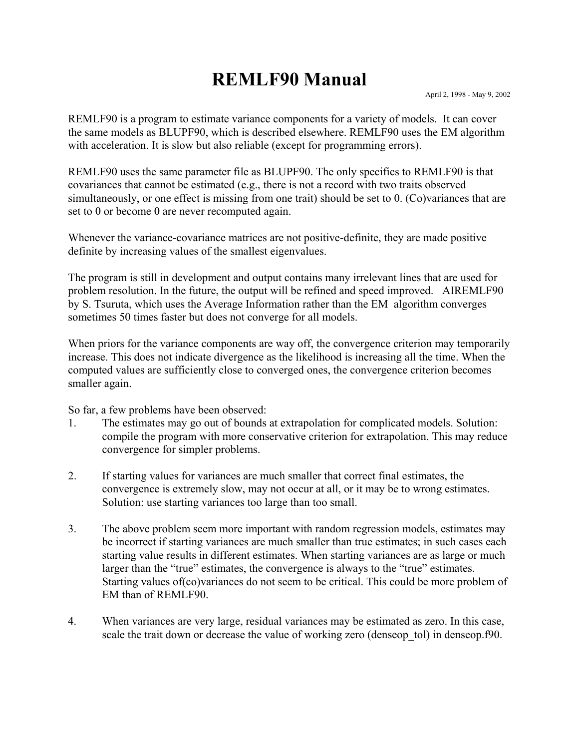# REMLF90 Manual

April 2, 1998 - May 9, 2002

REMLF90 is a program to estimate variance components for a variety of models. It can cover the same models as BLUPF90, which is described elsewhere. REMLF90 uses the EM algorithm with acceleration. It is slow but also reliable (except for programming errors).

REMLF90 uses the same parameter file as BLUPF90. The only specifics to REMLF90 is that covariances that cannot be estimated (e.g., there is not a record with two traits observed simultaneously, or one effect is missing from one trait) should be set to 0. (Co)variances that are set to 0 or become 0 are never recomputed again.

Whenever the variance-covariance matrices are not positive-definite, they are made positive definite by increasing values of the smallest eigenvalues.

The program is still in development and output contains many irrelevant lines that are used for problem resolution. In the future, the output will be refined and speed improved. AIREMLF90 by S. Tsuruta, which uses the Average Information rather than the EM algorithm converges sometimes 50 times faster but does not converge for all models.

When priors for the variance components are way off, the convergence criterion may temporarily increase. This does not indicate divergence as the likelihood is increasing all the time. When the computed values are sufficiently close to converged ones, the convergence criterion becomes smaller again.

So far, a few problems have been observed:

1. The estimates may go out of bounds at extrapolation for complicated models. Solution: compile the program with more conservative criterion for extrapolation. This may reduce convergence for simpler problems.

2. If starting values for variances are much smaller that correct final estimates, the convergence is extremely slow, may not occur at all, or it may be to wrong estimates. Solution: use starting variances too large than too small.

3. The above problem seem more important with random regression models, estimates may be incorrect if starting variances are much smaller than true estimates; in such cases each starting value results in different estimates. When starting variances are as large or much larger than the "true" estimates, the convergence is always to the "true" estimates. Starting values of(co)variances do not seem to be critical. This could be more problem of EM than of REMLF90.

4. When variances are very large, residual variances may be estimated as zero. In this case, scale the trait down or decrease the value of working zero (denseop_tol) in denseop.f90.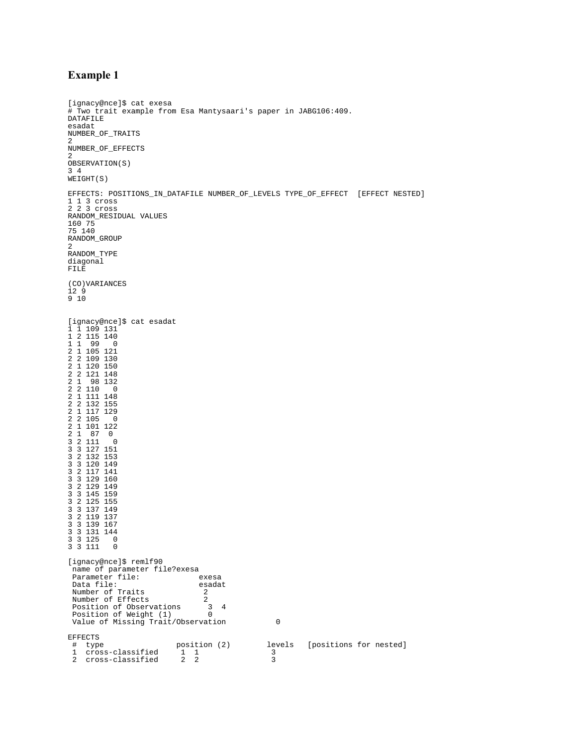# Example 1

```
[ignacy@nce]$ cat exesa
# Two trait example from Esa Mantysaari's paper in JABG106:409.
DATAFILE
esadat
NUMBER_OF_TRAITS
2
NUMBER_OF_EFFECTS
2
OBSERVATION(S)
3 4
WEIGHT(S)

EFFECTS: POSITIONS_IN_DATAFILE NUMBER_OF_LEVELS TYPE_OF_EFFECT  [EFFECT NESTED]
1 1 3 cross
2 2 3 cross
RANDOM_RESIDUAL VALUES
160 75
75 140
RANDOM_GROUP
2
RANDOM_TYPE
diagonal
FILE

(CO)VARIANCES
12 9
9 10


[ignacy@nce]$ cat esadat
1 1 109 131
1 2 115 140
1 1  99   0
2 1 105 121
2 2 109 130
2 1 120 150
2 2 121 148
2 1  98 132
2 2 110   0
2 1 111 148
2 2 132 155
2 1 117 129
2 2 105   0
2 1 101 122
2 1  87   0
3 2 111   0
3 3 127 151
3 2 132 153
3 3 120 149
3 2 117 141
3 3 129 160
3 2 129 149
3 3 145 159
3 2 125 155
3 3 137 149
3 2 119 137
3 3 139 167
3 3 131 144
3 3 125   0
3 3 111   0

[ignacy@nce]$ remlf90
 name of parameter file?exesa
 Parameter file:             exesa
 Data file:                  esadat
 Number of Traits             2
 Number of Effects            2
 Position of Observations      3  4
 Position of Weight (1)        0
 Value of Missing Trait/Observation           0

EFFECTS
 #  type                position (2)        levels   [positions for nested]
 1  cross-classified     1  1                3
 2  cross-classified     2  2                3
```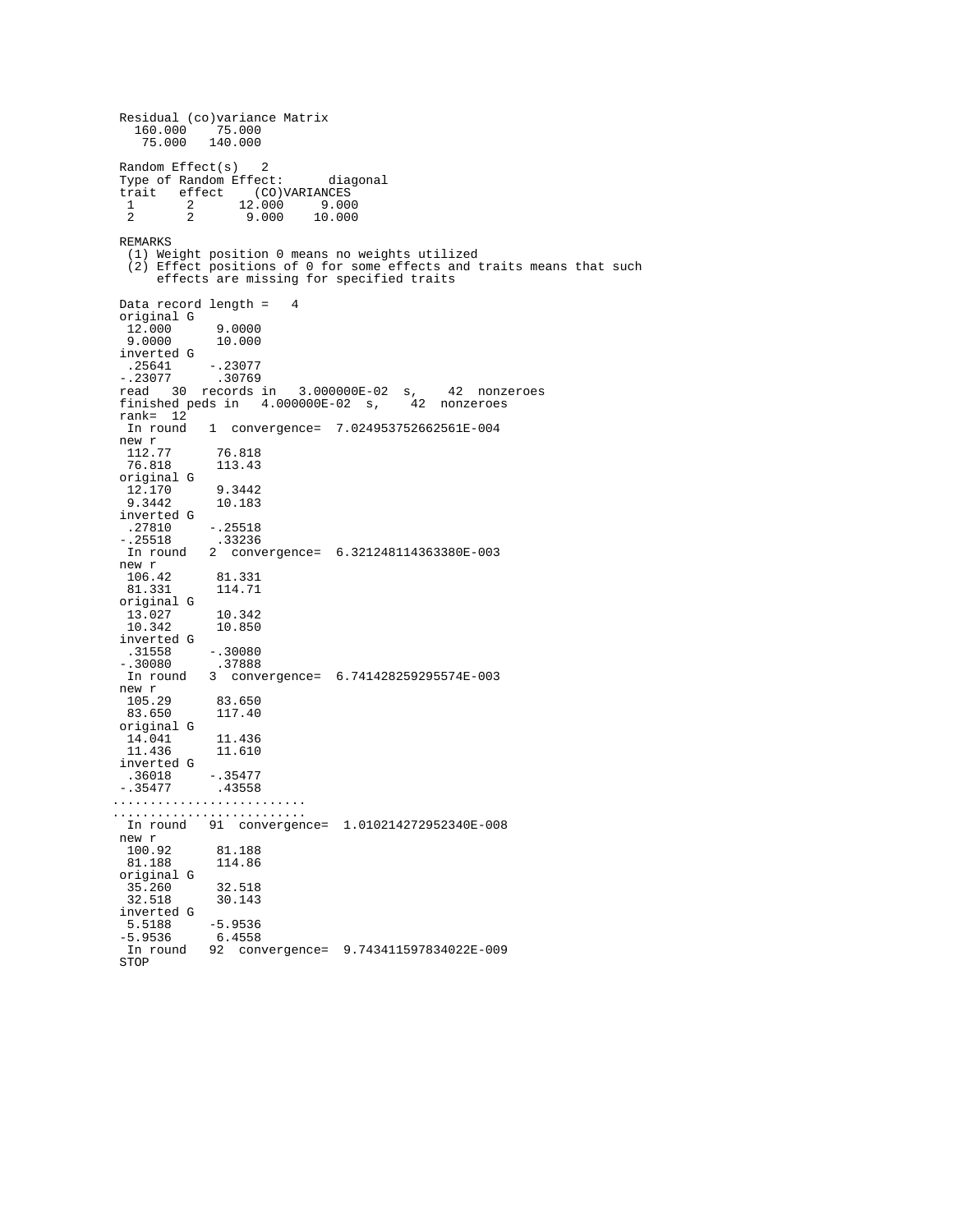```
Residual (co)variance Matrix
  160.000    75.000
   75.000   140.000

Random Effect(s)   2
Type of Random Effect:      diagonal
trait   effect    (CO)VARIANCES
 1       2      12.000     9.000
 2       2       9.000    10.000

REMARKS
 (1) Weight position 0 means no weights utilized
 (2) Effect positions of 0 for some effects and traits means that such
     effects are missing for specified traits

Data record length =   4
original G
 12.000      9.0000
 9.0000      10.000
inverted G
 .25641     -.23077
-.23077      .30769
read   30  records in   3.000000E-02  s,    42  nonzeroes
finished peds in   4.000000E-02  s,    42  nonzeroes
rank=  12
 In round   1  convergence=  7.024953752662561E-004
new r
 112.77      76.818
 76.818      113.43
original G
 12.170      9.3442
 9.3442      10.183
inverted G
 .27810     -.25518
-.25518      .33236
 In round   2  convergence=  6.321248114363380E-003
new r
 106.42      81.331
 81.331      114.71
original G
 13.027      10.342
 10.342      10.850
inverted G
 .31558     -.30080
-.30080      .37888
 In round   3  convergence=  6.741428259295574E-003
new r
 105.29      83.650
 83.650      117.40
original G
 14.041      11.436
 11.436      11.610
inverted G
 .36018     -.35477
-.35477      .43558
..........................
..........................
 In round   91  convergence=  1.010214272952340E-008
new r
 100.92      81.188
 81.188      114.86
original G
 35.260      32.518
 32.518      30.143
inverted G
 5.5188     -5.9536
-5.9536      6.4558
 In round   92  convergence=  9.743411597834022E-009
STOP
```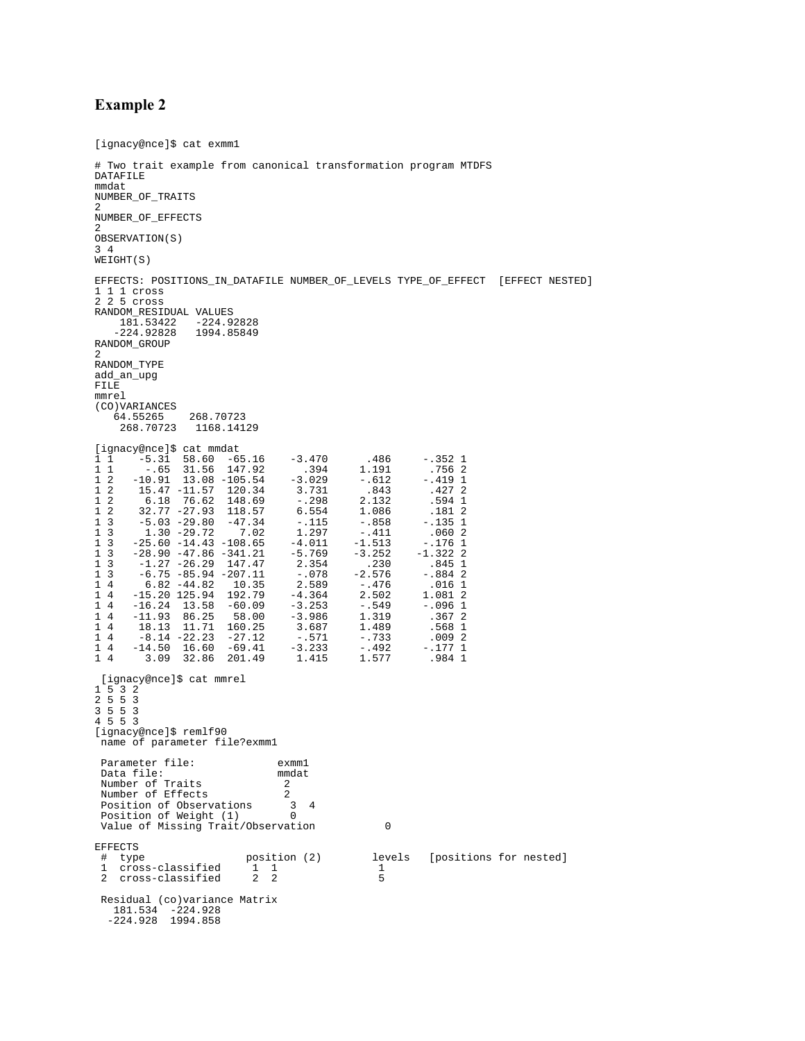## Example 2

```
[ignacy@nce]$ cat exmm1

# Two trait example from canonical transformation program MTDFS
DATAFILE
mmdat
NUMBER_OF_TRAITS
2
NUMBER_OF_EFFECTS
2
OBSERVATION(S)
3 4
WEIGHT(S)

EFFECTS: POSITIONS_IN_DATAFILE NUMBER_OF_LEVELS TYPE_OF_EFFECT  [EFFECT NESTED]
1 1 1 cross
2 2 5 cross
RANDOM_RESIDUAL VALUES
    181.53422   -224.92828
   -224.92828   1994.85849
RANDOM_GROUP
2
RANDOM_TYPE
add_an_upg
FILE
mmrel
(CO)VARIANCES
   64.55265    268.70723
    268.70723   1168.14129

[ignacy@nce]$ cat mmdat
1 1    -5.31  58.60  -65.16    -3.470      .486     -.352 1
1 1     -.65  31.56  147.92      .394     1.191      .756 2
1 2   -10.91  13.08 -105.54    -3.029     -.612     -.419 1
1 2    15.47 -11.57  120.34     3.731      .843      .427 2
1 2     6.18  76.62  148.69     -.298     2.132      .594 1
1 2    32.77 -27.93  118.57     6.554     1.086      .181 2
1 3    -5.03 -29.80  -47.34     -.115     -.858     -.135 1
1 3     1.30 -29.72    7.02     1.297     -.411      .060 2
1 3   -25.60 -14.43 -108.65    -4.011    -1.513     -.176 1
1 3   -28.90 -47.86 -341.21    -5.769    -3.252    -1.322 2
1 3    -1.27 -26.29  147.47     2.354      .230      .845 1
1 3    -6.75 -85.94 -207.11     -.078    -2.576     -.884 2
1 4     6.82 -44.82   10.35     2.589     -.476      .016 1
1 4   -15.20 125.94  192.79    -4.364     2.502     1.081 2
1 4   -16.24  13.58  -60.09    -3.253     -.549     -.096 1
1 4   -11.93  86.25   58.00    -3.986     1.319      .367 2
1 4    18.13  11.71  160.25     3.687     1.489      .568 1
1 4    -8.14 -22.23  -27.12     -.571     -.733      .009 2
1 4   -14.50  16.60  -69.41    -3.233     -.492     -.177 1
1 4     3.09  32.86  201.49     1.415     1.577      .984 1

 [ignacy@nce]$ cat mmrel
1 5 3 2
2 5 5 3
3 5 5 3
4 5 5 3
[ignacy@nce]$ remlf90
 name of parameter file?exmm1

 Parameter file:             exmm1
 Data file:                  mmdat
 Number of Traits             2
 Number of Effects            2
 Position of Observations      3  4
 Position of Weight (1)        0
 Value of Missing Trait/Observation           0

EFFECTS
 #  type                position (2)        levels   [positions for nested]
 1  cross-classified     1  1                1
 2  cross-classified     2  2                5

 Residual (co)variance Matrix
   181.534  -224.928
  -224.928  1994.858
```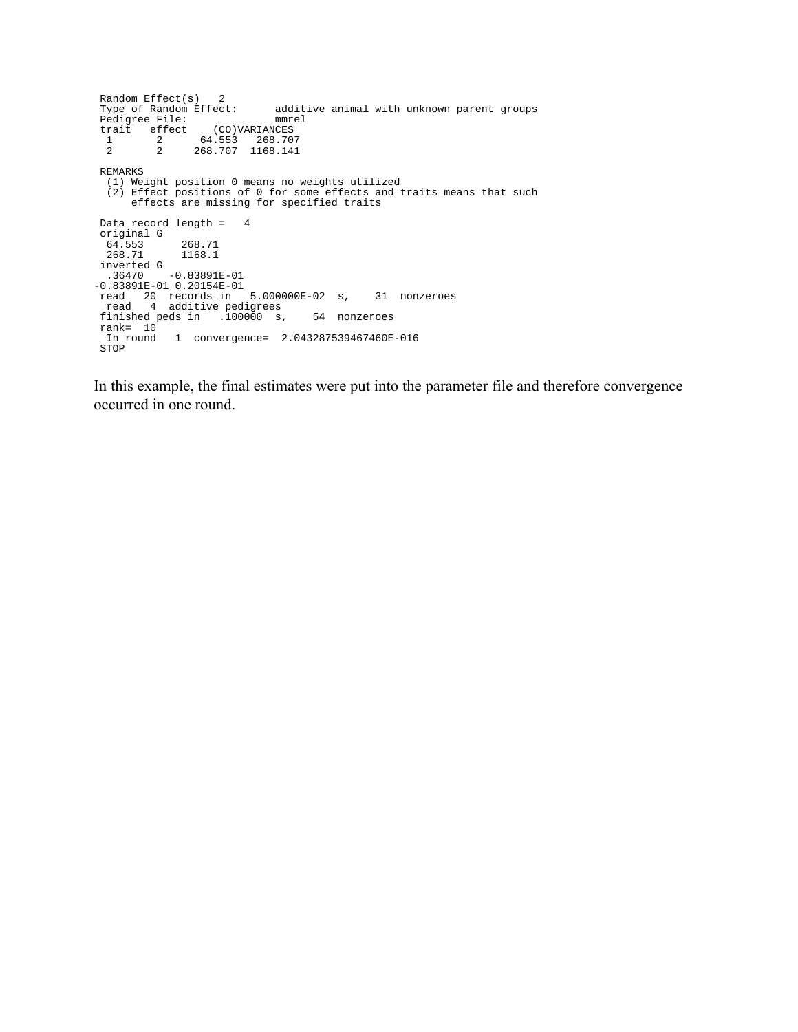```
 Random Effect(s)   2
 Type of Random Effect:      additive animal with unknown parent groups
 Pedigree File:              mmrel
 trait   effect    (CO)VARIANCES
  1       2      64.553   268.707
  2       2     268.707  1168.141

 REMARKS
  (1) Weight position 0 means no weights utilized
  (2) Effect positions of 0 for some effects and traits means that such
      effects are missing for specified traits

 Data record length =   4
 original G
  64.553      268.71
  268.71      1168.1
 inverted G
  .36470    -0.83891E-01
-0.83891E-01 0.20154E-01
 read   20  records in   5.000000E-02  s,    31  nonzeroes
  read   4  additive pedigrees
 finished peds in   .100000  s,    54  nonzeroes
 rank=  10
  In round   1  convergence=  2.043287539467460E-016
 STOP
```

In this example, the final estimates were put into the parameter file and therefore convergence occurred in one round.